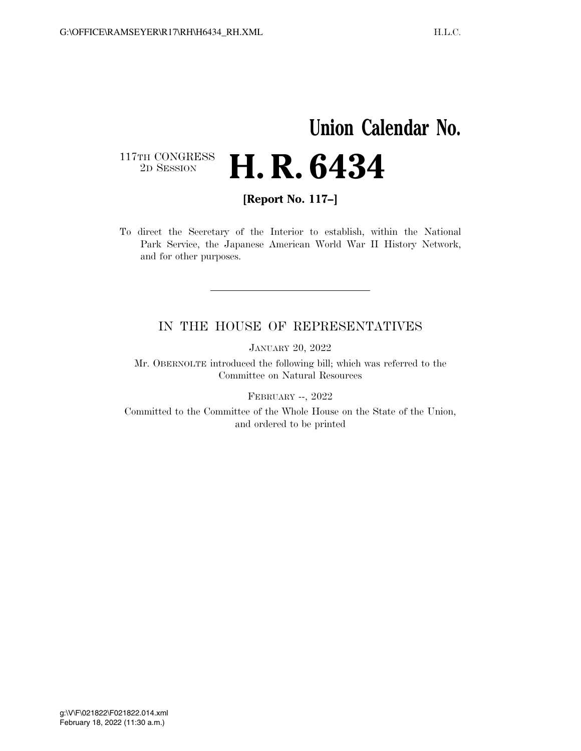# Union Calendar No.

117TH CONGRESS
2D SESSION

# H. R. 6434

**[Report No. 117–]**

To direct the Secretary of the Interior to establish, within the National Park Service, the Japanese American World War II History Network, and for other purposes.

---

IN THE HOUSE OF REPRESENTATIVES

JANUARY 20, 2022

Mr. OBERNOLTE introduced the following bill; which was referred to the Committee on Natural Resources

FEBRUARY --, 2022

Committed to the Committee of the Whole House on the State of the Union, and ordered to be printed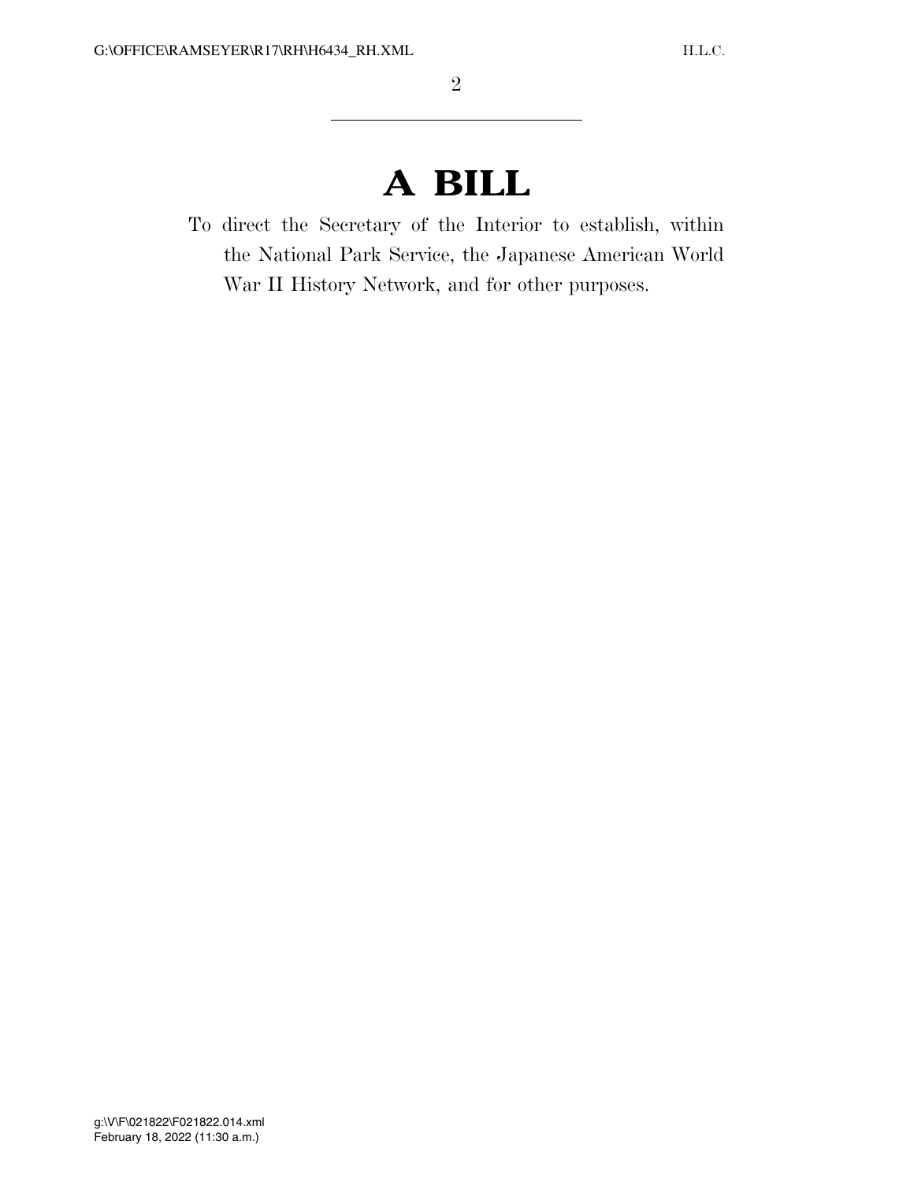# A BILL

To direct the Secretary of the Interior to establish, within the National Park Service, the Japanese American World War II History Network, and for other purposes.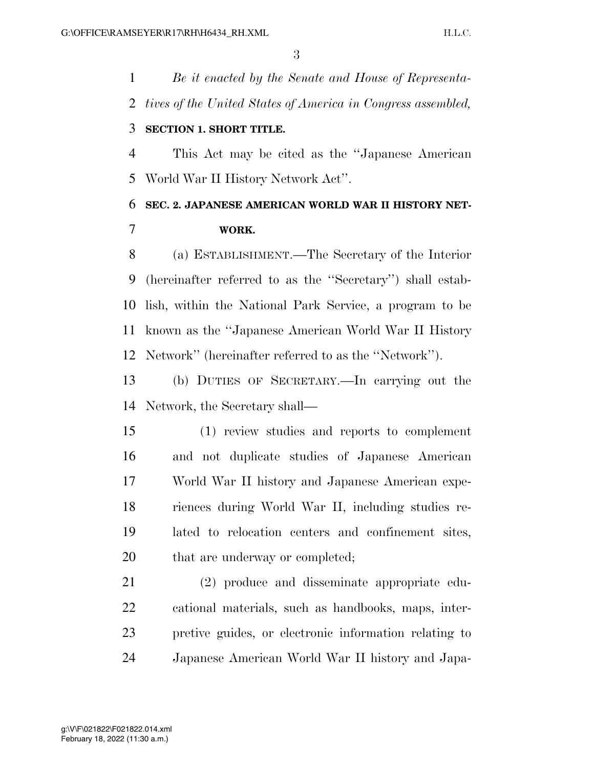*Be it enacted by the Senate and House of Representatives of the United States of America in Congress assembled,*

**SECTION 1. SHORT TITLE.**

This Act may be cited as the ''Japanese American World War II History Network Act''.

**SEC. 2. JAPANESE AMERICAN WORLD WAR II HISTORY NETWORK.**

(a) ESTABLISHMENT.—The Secretary of the Interior (hereinafter referred to as the ''Secretary'') shall establish, within the National Park Service, a program to be known as the ''Japanese American World War II History Network'' (hereinafter referred to as the ''Network'').

(b) DUTIES OF SECRETARY.—In carrying out the Network, the Secretary shall—

(1) review studies and reports to complement and not duplicate studies of Japanese American World War II history and Japanese American experiences during World War II, including studies related to relocation centers and confinement sites, that are underway or completed;

(2) produce and disseminate appropriate educational materials, such as handbooks, maps, interpretive guides, or electronic information relating to Japanese American World War II history and Japa-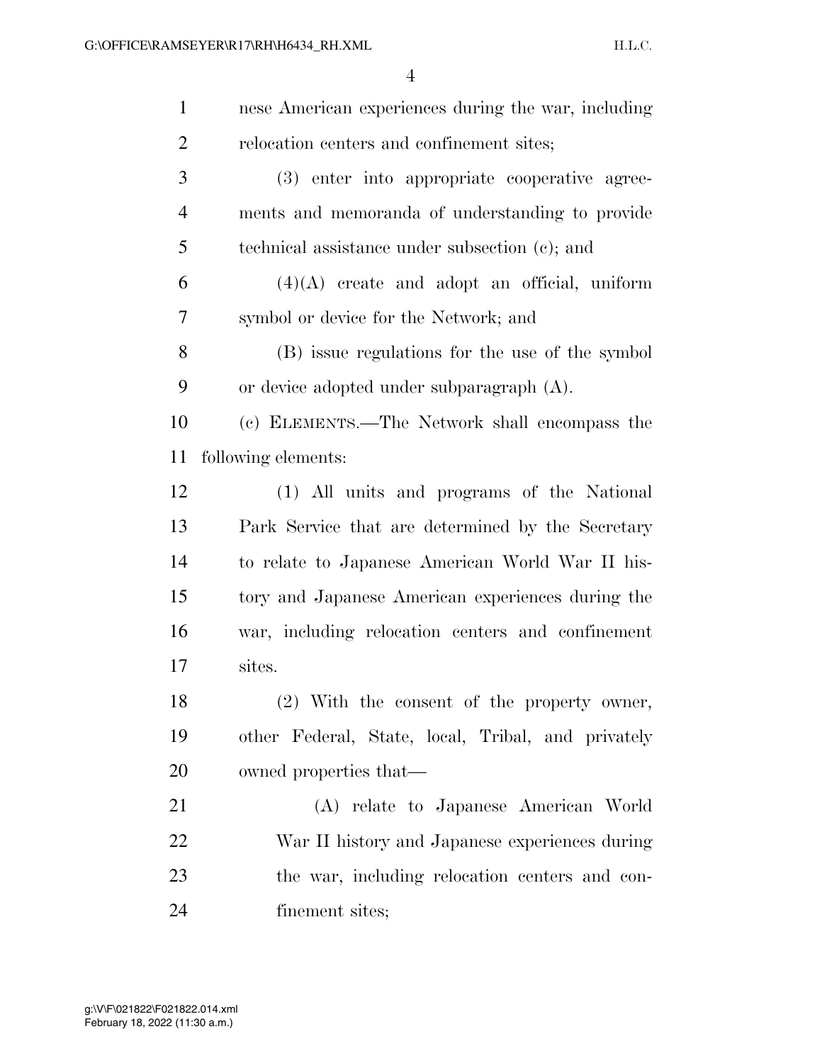nese American experiences during the war, including relocation centers and confinement sites;

(3) enter into appropriate cooperative agreements and memoranda of understanding to provide technical assistance under subsection (c); and

(4)(A) create and adopt an official, uniform symbol or device for the Network; and

(B) issue regulations for the use of the symbol or device adopted under subparagraph (A).

(c) ELEMENTS.—The Network shall encompass the following elements:

(1) All units and programs of the National Park Service that are determined by the Secretary to relate to Japanese American World War II history and Japanese American experiences during the war, including relocation centers and confinement sites.

(2) With the consent of the property owner, other Federal, State, local, Tribal, and privately owned properties that—

(A) relate to Japanese American World War II history and Japanese experiences during the war, including relocation centers and confinement sites;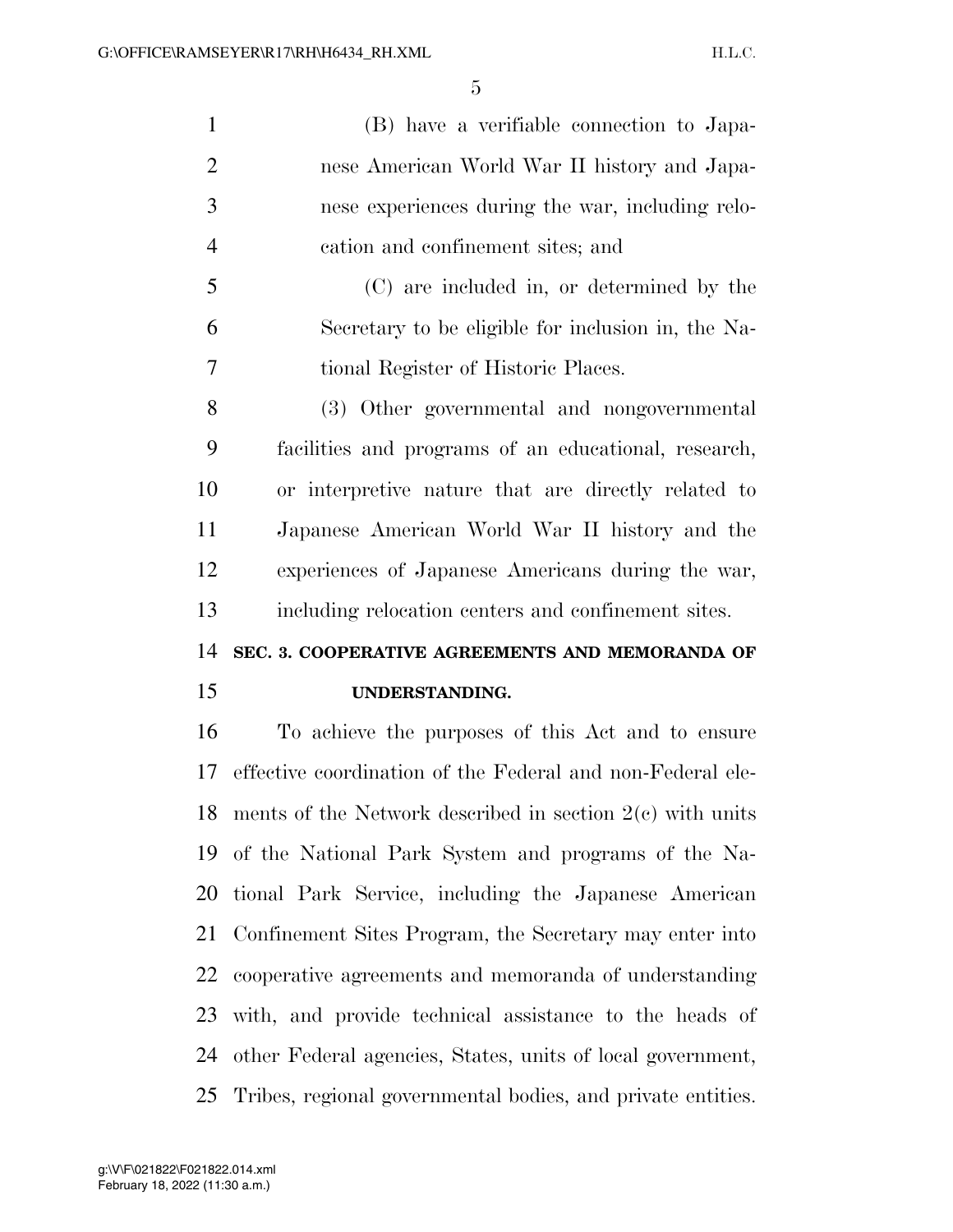(B) have a verifiable connection to Japanese American World War II history and Japanese experiences during the war, including relocation and confinement sites; and

(C) are included in, or determined by the Secretary to be eligible for inclusion in, the National Register of Historic Places.

(3) Other governmental and nongovernmental facilities and programs of an educational, research, or interpretive nature that are directly related to Japanese American World War II history and the experiences of Japanese Americans during the war, including relocation centers and confinement sites.

**SEC. 3. COOPERATIVE AGREEMENTS AND MEMORANDA OF UNDERSTANDING.**

To achieve the purposes of this Act and to ensure effective coordination of the Federal and non-Federal elements of the Network described in section 2(c) with units of the National Park System and programs of the National Park Service, including the Japanese American Confinement Sites Program, the Secretary may enter into cooperative agreements and memoranda of understanding with, and provide technical assistance to the heads of other Federal agencies, States, units of local government, Tribes, regional governmental bodies, and private entities.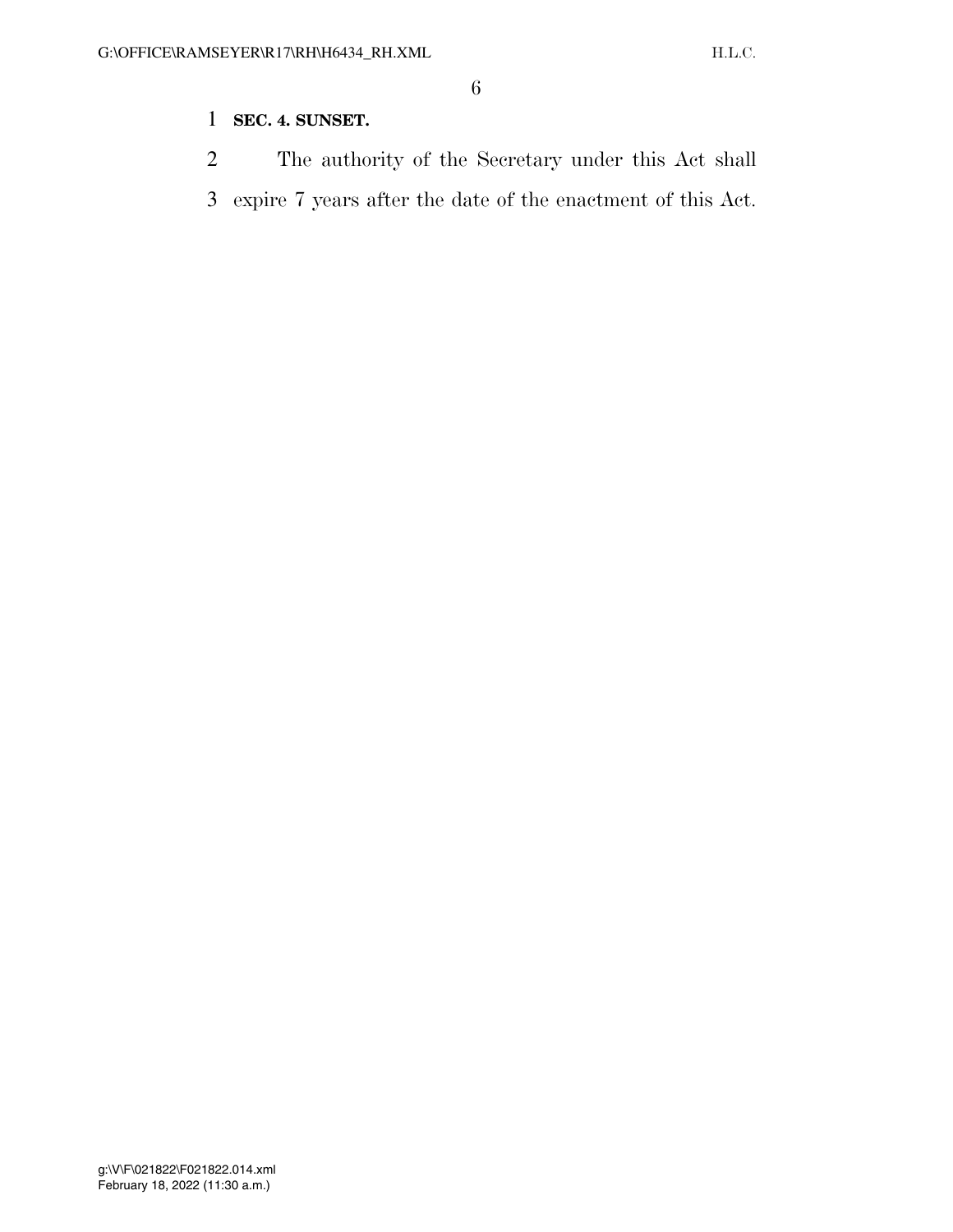**SEC. 4. SUNSET.**

The authority of the Secretary under this Act shall expire 7 years after the date of the enactment of this Act.